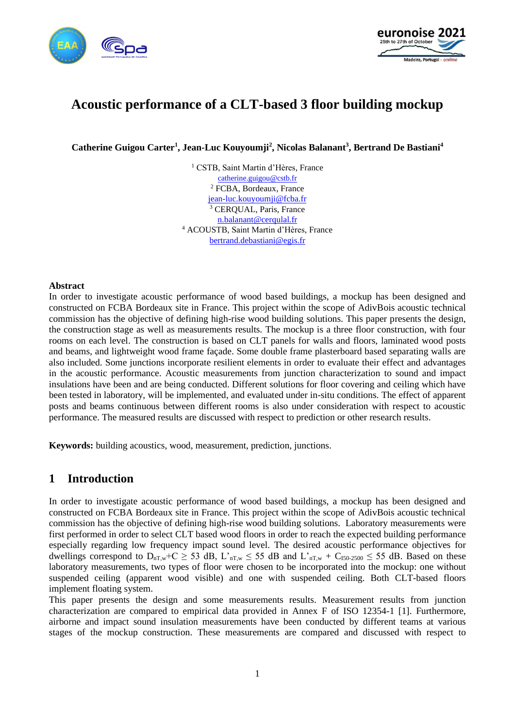# Acoustic performance of a CLT-based 3 floor building mockup

**Catherine Guigou Carter[1], Jean-Luc Kouyoumji[2], Nicolas Balanant[3], Bertrand De Bastiani[4]**

[1] CSTB, Saint Martin d'Hères, France
catherine.guigou@cstb.fr
[2] FCBA, Bordeaux, France
jean-luc.kouyoumji@fcba.fr
[3] CERQUAL, Paris, France
n.balanant@cerqulal.fr
[4] ACOUSTB, Saint Martin d'Hères, France
bertrand.debastiani@egis.fr

## Abstract

In order to investigate acoustic performance of wood based buildings, a mockup has been designed and constructed on FCBA Bordeaux site in France. This project within the scope of AdivBois acoustic technical commission has the objective of defining high-rise wood building solutions. This paper presents the design, the construction stage as well as measurements results. The mockup is a three floor construction, with four rooms on each level. The construction is based on CLT panels for walls and floors, laminated wood posts and beams, and lightweight wood frame façade. Some double frame plasterboard based separating walls are also included. Some junctions incorporate resilient elements in order to evaluate their effect and advantages in the acoustic performance. Acoustic measurements from junction characterization to sound and impact insulations have been and are being conducted. Different solutions for floor covering and ceiling which have been tested in laboratory, will be implemented, and evaluated under in-situ conditions. The effect of apparent posts and beams continuous between different rooms is also under consideration with respect to acoustic performance. The measured results are discussed with respect to prediction or other research results.

**Keywords:** building acoustics, wood, measurement, prediction, junctions.

## 1 Introduction

In order to investigate acoustic performance of wood based buildings, a mockup has been designed and constructed on FCBA Bordeaux site in France. This project within the scope of AdivBois acoustic technical commission has the objective of defining high-rise wood building solutions. Laboratory measurements were first performed in order to select CLT based wood floors in order to reach the expected building performance especially regarding low frequency impact sound level. The desired acoustic performance objectives for dwellings correspond to $D_{nT,w}+C \geq 53$ dB, $L'_{nT,w} \leq 55$ dB and $L'_{nT,w} + C_{I50\text{-}2500} \leq 55$ dB. Based on these laboratory measurements, two types of floor were chosen to be incorporated into the mockup: one without suspended ceiling (apparent wood visible) and one with suspended ceiling. Both CLT-based floors implement floating system.

This paper presents the design and some measurements results. Measurement results from junction characterization are compared to empirical data provided in Annex F of ISO 12354-1 [1]. Furthermore, airborne and impact sound insulation measurements have been conducted by different teams at various stages of the mockup construction. These measurements are compared and discussed with respect to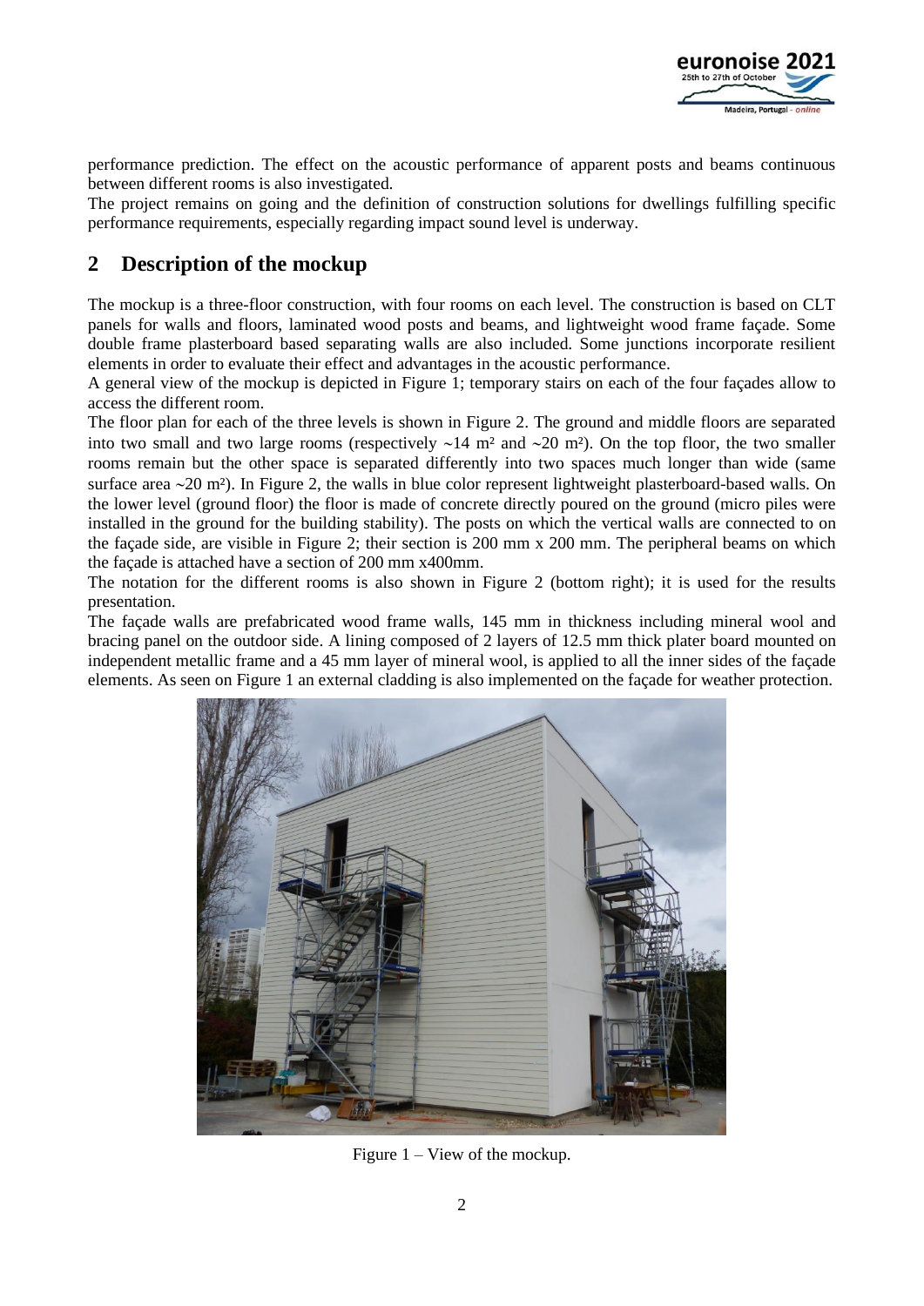performance prediction. The effect on the acoustic performance of apparent posts and beams continuous between different rooms is also investigated.

The project remains on going and the definition of construction solutions for dwellings fulfilling specific performance requirements, especially regarding impact sound level is underway.

## 2 Description of the mockup

The mockup is a three-floor construction, with four rooms on each level. The construction is based on CLT panels for walls and floors, laminated wood posts and beams, and lightweight wood frame façade. Some double frame plasterboard based separating walls are also included. Some junctions incorporate resilient elements in order to evaluate their effect and advantages in the acoustic performance.

A general view of the mockup is depicted in Figure 1; temporary stairs on each of the four façades allow to access the different room.

The floor plan for each of the three levels is shown in Figure 2. The ground and middle floors are separated into two small and two large rooms (respectively ~14 m² and ~20 m²). On the top floor, the two smaller rooms remain but the other space is separated differently into two spaces much longer than wide (same surface area ~20 m²). In Figure 2, the walls in blue color represent lightweight plasterboard-based walls. On the lower level (ground floor) the floor is made of concrete directly poured on the ground (micro piles were installed in the ground for the building stability). The posts on which the vertical walls are connected to on the façade side, are visible in Figure 2; their section is 200 mm x 200 mm. The peripheral beams on which the façade is attached have a section of 200 mm x400mm.

The notation for the different rooms is also shown in Figure 2 (bottom right); it is used for the results presentation.

The façade walls are prefabricated wood frame walls, 145 mm in thickness including mineral wool and bracing panel on the outdoor side. A lining composed of 2 layers of 12.5 mm thick plater board mounted on independent metallic frame and a 45 mm layer of mineral wool, is applied to all the inner sides of the façade elements. As seen on Figure 1 an external cladding is also implemented on the façade for weather protection.

Figure 1 – View of the mockup.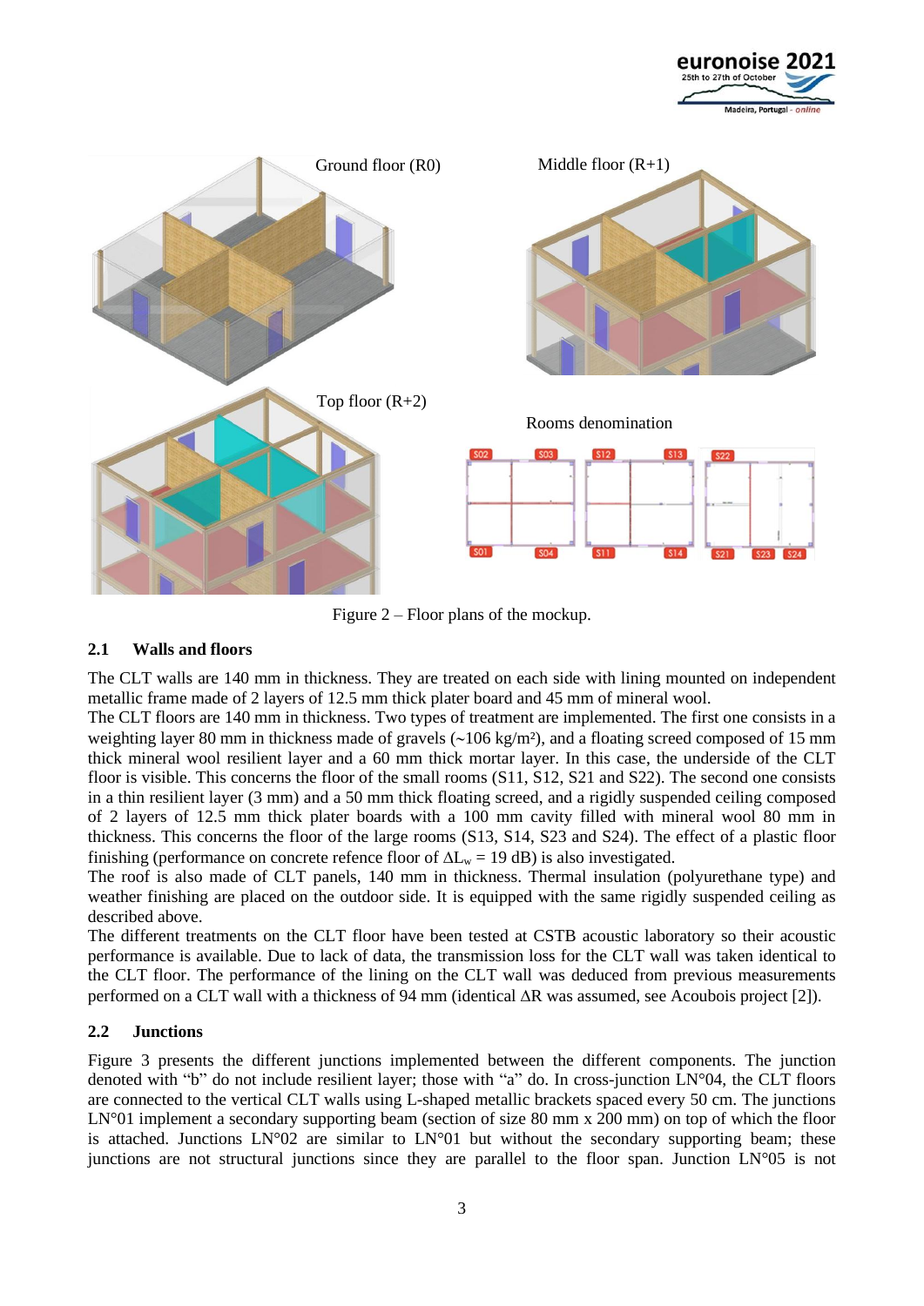Ground floor (R0)

Middle floor (R+1)

Top floor (R+2)

Rooms denomination

Figure 2 – Floor plans of the mockup.

### 2.1 Walls and floors

The CLT walls are 140 mm in thickness. They are treated on each side with lining mounted on independent metallic frame made of 2 layers of 12.5 mm thick plater board and 45 mm of mineral wool.

The CLT floors are 140 mm in thickness. Two types of treatment are implemented. The first one consists in a weighting layer 80 mm in thickness made of gravels (~106 kg/m²), and a floating screed composed of 15 mm thick mineral wool resilient layer and a 60 mm thick mortar layer. In this case, the underside of the CLT floor is visible. This concerns the floor of the small rooms (S11, S12, S21 and S22). The second one consists in a thin resilient layer (3 mm) and a 50 mm thick floating screed, and a rigidly suspended ceiling composed of 2 layers of 12.5 mm thick plater boards with a 100 mm cavity filled with mineral wool 80 mm in thickness. This concerns the floor of the large rooms (S13, S14, S23 and S24). The effect of a plastic floor finishing (performance on concrete refence floor of $\Delta L_w = 19$ dB) is also investigated.

The roof is also made of CLT panels, 140 mm in thickness. Thermal insulation (polyurethane type) and weather finishing are placed on the outdoor side. It is equipped with the same rigidly suspended ceiling as described above.

The different treatments on the CLT floor have been tested at CSTB acoustic laboratory so their acoustic performance is available. Due to lack of data, the transmission loss for the CLT wall was taken identical to the CLT floor. The performance of the lining on the CLT wall was deduced from previous measurements performed on a CLT wall with a thickness of 94 mm (identical ΔR was assumed, see Acoubois project [2]).

### 2.2 Junctions

Figure 3 presents the different junctions implemented between the different components. The junction denoted with "b" do not include resilient layer; those with "a" do. In cross-junction LN°04, the CLT floors are connected to the vertical CLT walls using L-shaped metallic brackets spaced every 50 cm. The junctions LN°01 implement a secondary supporting beam (section of size 80 mm x 200 mm) on top of which the floor is attached. Junctions LN°02 are similar to LN°01 but without the secondary supporting beam; these junctions are not structural junctions since they are parallel to the floor span. Junction LN°05 is not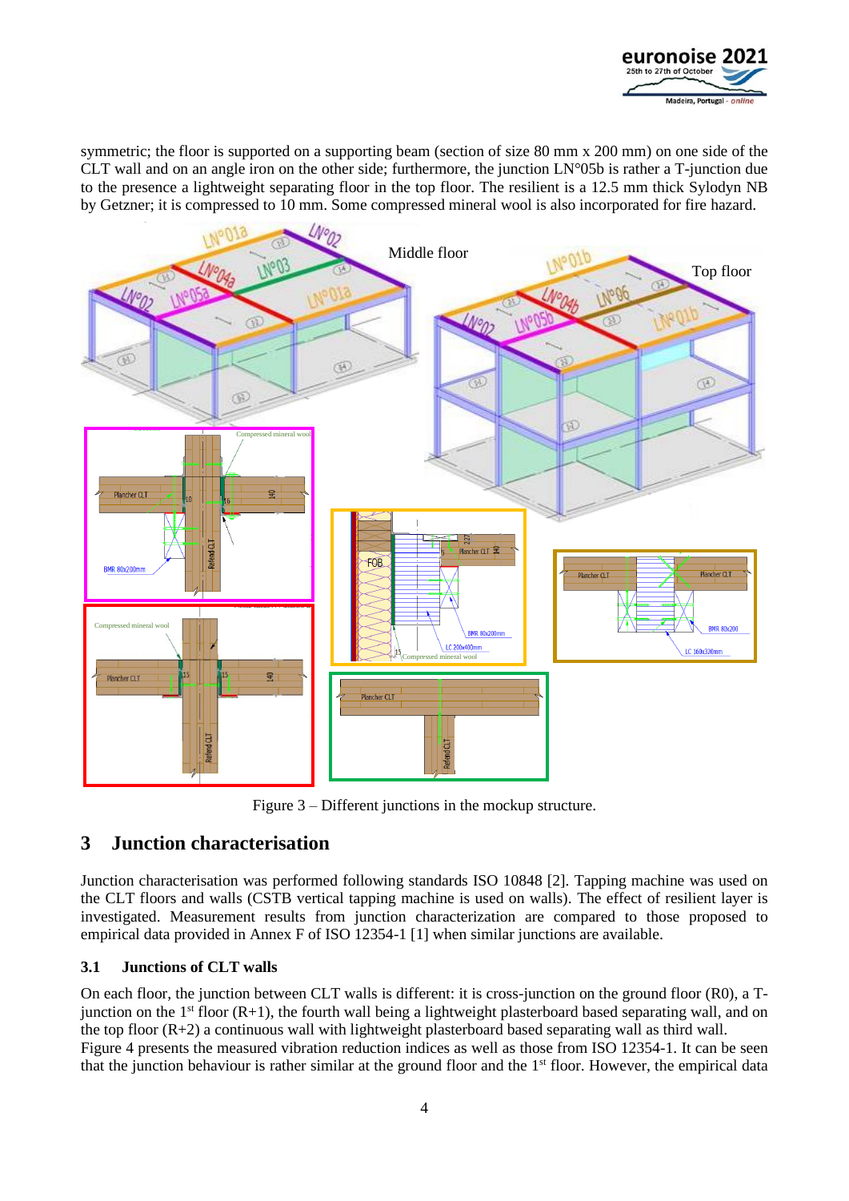symmetric; the floor is supported on a supporting beam (section of size 80 mm x 200 mm) on one side of the CLT wall and on an angle iron on the other side; furthermore, the junction LN°05b is rather a T-junction due to the presence a lightweight separating floor in the top floor. The resilient is a 12.5 mm thick Sylodyn NB by Getzner; it is compressed to 10 mm. Some compressed mineral wool is also incorporated for fire hazard.

Figure 3 – Different junctions in the mockup structure.

## 3 Junction characterisation

Junction characterisation was performed following standards ISO 10848 [2]. Tapping machine was used on the CLT floors and walls (CSTB vertical tapping machine is used on walls). The effect of resilient layer is investigated. Measurement results from junction characterization are compared to those proposed to empirical data provided in Annex F of ISO 12354-1 [1] when similar junctions are available.

### 3.1 Junctions of CLT walls

On each floor, the junction between CLT walls is different: it is cross-junction on the ground floor (R0), a T-junction on the 1st floor (R+1), the fourth wall being a lightweight plasterboard based separating wall, and on the top floor (R+2) a continuous wall with lightweight plasterboard based separating wall as third wall.

Figure 4 presents the measured vibration reduction indices as well as those from ISO 12354-1. It can be seen that the junction behaviour is rather similar at the ground floor and the 1st floor. However, the empirical data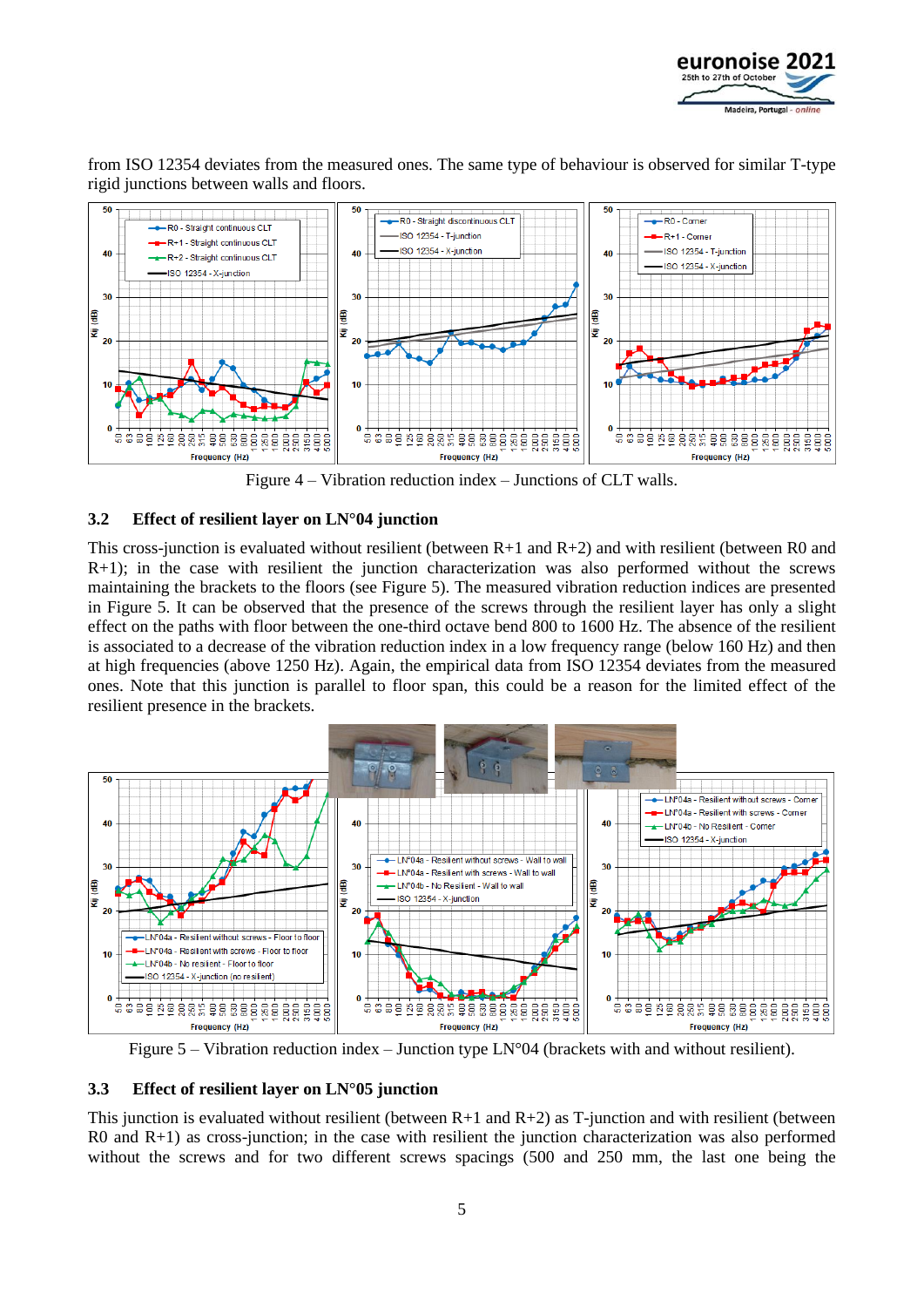from ISO 12354 deviates from the measured ones. The same type of behaviour is observed for similar T-type rigid junctions between walls and floors.

Figure 4 – Vibration reduction index – Junctions of CLT walls.

### 3.2 Effect of resilient layer on LN°04 junction

This cross-junction is evaluated without resilient (between R+1 and R+2) and with resilient (between R0 and R+1); in the case with resilient the junction characterization was also performed without the screws maintaining the brackets to the floors (see Figure 5). The measured vibration reduction indices are presented in Figure 5. It can be observed that the presence of the screws through the resilient layer has only a slight effect on the paths with floor between the one-third octave bend 800 to 1600 Hz. The absence of the resilient is associated to a decrease of the vibration reduction index in a low frequency range (below 160 Hz) and then at high frequencies (above 1250 Hz). Again, the empirical data from ISO 12354 deviates from the measured ones. Note that this junction is parallel to floor span, this could be a reason for the limited effect of the resilient presence in the brackets.

Figure 5 – Vibration reduction index – Junction type LN°04 (brackets with and without resilient).

### 3.3 Effect of resilient layer on LN°05 junction

This junction is evaluated without resilient (between R+1 and R+2) as T-junction and with resilient (between R0 and R+1) as cross-junction; in the case with resilient the junction characterization was also performed without the screws and for two different screws spacings (500 and 250 mm, the last one being the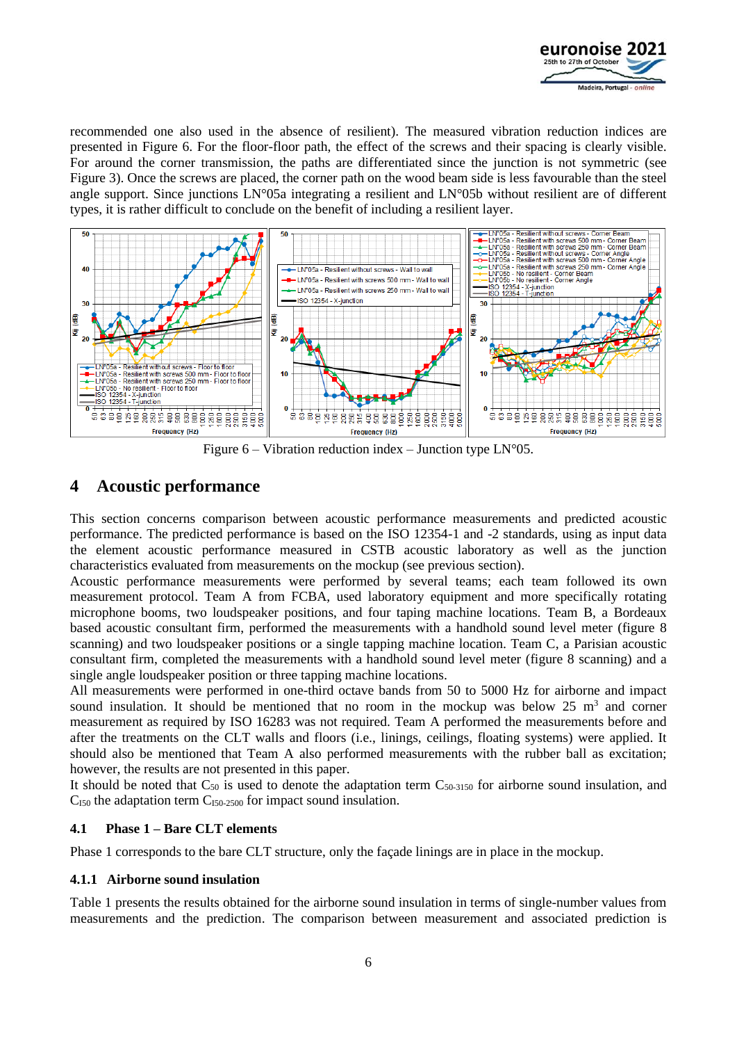recommended one also used in the absence of resilient). The measured vibration reduction indices are presented in Figure 6. For the floor-floor path, the effect of the screws and their spacing is clearly visible. For around the corner transmission, the paths are differentiated since the junction is not symmetric (see Figure 3). Once the screws are placed, the corner path on the wood beam side is less favourable than the steel angle support. Since junctions LN°05a integrating a resilient and LN°05b without resilient are of different types, it is rather difficult to conclude on the benefit of including a resilient layer.

Figure 6 – Vibration reduction index – Junction type LN°05.

## 4 Acoustic performance

This section concerns comparison between acoustic performance measurements and predicted acoustic performance. The predicted performance is based on the ISO 12354-1 and -2 standards, using as input data the element acoustic performance measured in CSTB acoustic laboratory as well as the junction characteristics evaluated from measurements on the mockup (see previous section).

Acoustic performance measurements were performed by several teams; each team followed its own measurement protocol. Team A from FCBA, used laboratory equipment and more specifically rotating microphone booms, two loudspeaker positions, and four taping machine locations. Team B, a Bordeaux based acoustic consultant firm, performed the measurements with a handhold sound level meter (figure 8 scanning) and two loudspeaker positions or a single tapping machine location. Team C, a Parisian acoustic consultant firm, completed the measurements with a handhold sound level meter (figure 8 scanning) and a single angle loudspeaker position or three tapping machine locations.

All measurements were performed in one-third octave bands from 50 to 5000 Hz for airborne and impact sound insulation. It should be mentioned that no room in the mockup was below 25 m$^3$ and corner measurement as required by ISO 16283 was not required. Team A performed the measurements before and after the treatments on the CLT walls and floors (i.e., linings, ceilings, floating systems) were applied. It should also be mentioned that Team A also performed measurements with the rubber ball as excitation; however, the results are not presented in this paper.

It should be noted that $C_{50}$ is used to denote the adaptation term $C_{50\text{-}3150}$ for airborne sound insulation, and $C_{I50}$ the adaptation term $C_{I50\text{-}2500}$ for impact sound insulation.

### 4.1 Phase 1 – Bare CLT elements

Phase 1 corresponds to the bare CLT structure, only the façade linings are in place in the mockup.

#### 4.1.1 Airborne sound insulation

Table 1 presents the results obtained for the airborne sound insulation in terms of single-number values from measurements and the prediction. The comparison between measurement and associated prediction is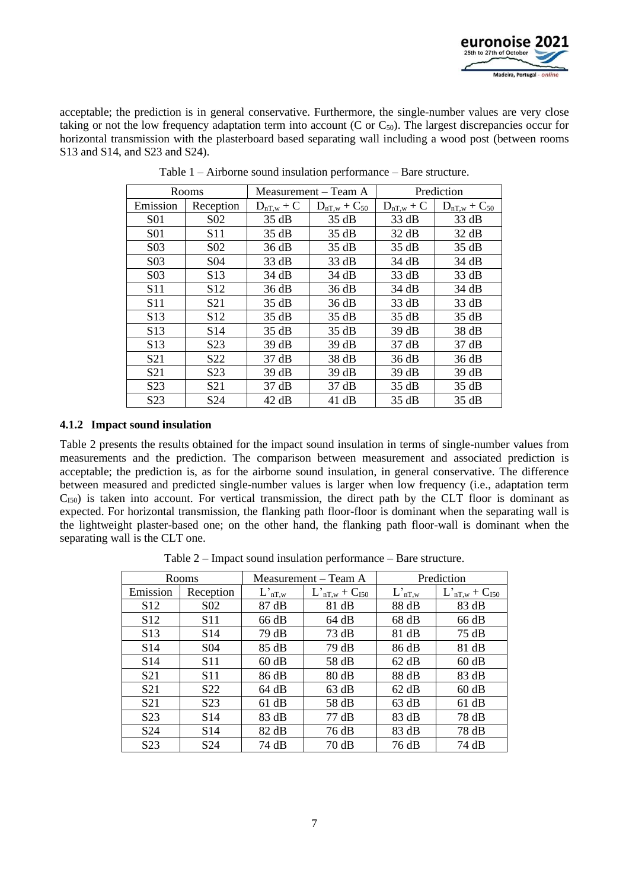acceptable; the prediction is in general conservative. Furthermore, the single-number values are very close taking or not the low frequency adaptation term into account (C or $C_{50}$). The largest discrepancies occur for horizontal transmission with the plasterboard based separating wall including a wood post (between rooms S13 and S14, and S23 and S24).

Table 1 – Airborne sound insulation performance – Bare structure.

| Rooms | | Measurement – Team A | | Prediction | |
|---|---|---|---|---|---|
| Emission | Reception | $D_{nT,w} + C$ | $D_{nT,w} + C_{50}$ | $D_{nT,w} + C$ | $D_{nT,w} + C_{50}$ |
| S01 | S02 | 35 dB | 35 dB | 33 dB | 33 dB |
| S01 | S11 | 35 dB | 35 dB | 32 dB | 32 dB |
| S03 | S02 | 36 dB | 35 dB | 35 dB | 35 dB |
| S03 | S04 | 33 dB | 33 dB | 34 dB | 34 dB |
| S03 | S13 | 34 dB | 34 dB | 33 dB | 33 dB |
| S11 | S12 | 36 dB | 36 dB | 34 dB | 34 dB |
| S11 | S21 | 35 dB | 36 dB | 33 dB | 33 dB |
| S13 | S12 | 35 dB | 35 dB | 35 dB | 35 dB |
| S13 | S14 | 35 dB | 35 dB | 39 dB | 38 dB |
| S13 | S23 | 39 dB | 39 dB | 37 dB | 37 dB |
| S21 | S22 | 37 dB | 38 dB | 36 dB | 36 dB |
| S21 | S23 | 39 dB | 39 dB | 39 dB | 39 dB |
| S23 | S21 | 37 dB | 37 dB | 35 dB | 35 dB |
| S23 | S24 | 42 dB | 41 dB | 35 dB | 35 dB |

### 4.1.2 Impact sound insulation

Table 2 presents the results obtained for the impact sound insulation in terms of single-number values from measurements and the prediction. The comparison between measurement and associated prediction is acceptable; the prediction is, as for the airborne sound insulation, in general conservative. The difference between measured and predicted single-number values is larger when low frequency (i.e., adaptation term $C_{I50}$) is taken into account. For vertical transmission, the direct path by the CLT floor is dominant as expected. For horizontal transmission, the flanking path floor-floor is dominant when the separating wall is the lightweight plaster-based one; on the other hand, the flanking path floor-wall is dominant when the separating wall is the CLT one.

Table 2 – Impact sound insulation performance – Bare structure.

| Rooms | | Measurement – Team A | | Prediction | |
|---|---|---|---|---|---|
| Emission | Reception | $L'_{nT,w}$ | $L'_{nT,w} + C_{I50}$ | $L'_{nT,w}$ | $L'_{nT,w} + C_{I50}$ |
| S12 | S02 | 87 dB | 81 dB | 88 dB | 83 dB |
| S12 | S11 | 66 dB | 64 dB | 68 dB | 66 dB |
| S13 | S14 | 79 dB | 73 dB | 81 dB | 75 dB |
| S14 | S04 | 85 dB | 79 dB | 86 dB | 81 dB |
| S14 | S11 | 60 dB | 58 dB | 62 dB | 60 dB |
| S21 | S11 | 86 dB | 80 dB | 88 dB | 83 dB |
| S21 | S22 | 64 dB | 63 dB | 62 dB | 60 dB |
| S21 | S23 | 61 dB | 58 dB | 63 dB | 61 dB |
| S23 | S14 | 83 dB | 77 dB | 83 dB | 78 dB |
| S24 | S14 | 82 dB | 76 dB | 83 dB | 78 dB |
| S23 | S24 | 74 dB | 70 dB | 76 dB | 74 dB |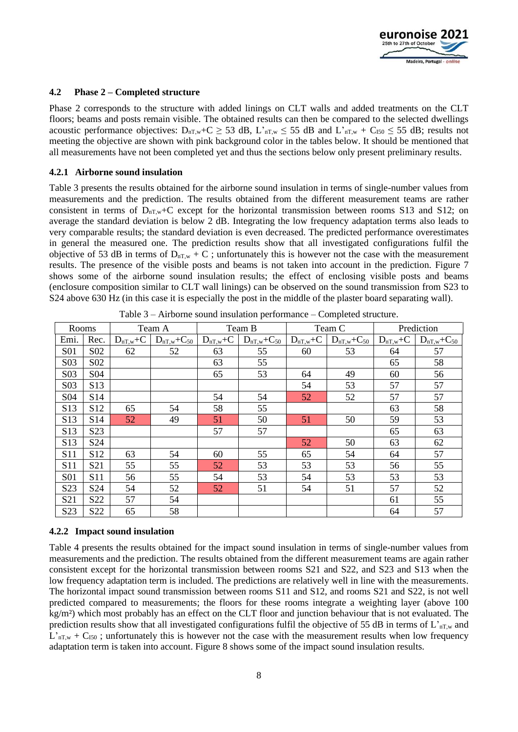### 4.2 Phase 2 – Completed structure

Phase 2 corresponds to the structure with added linings on CLT walls and added treatments on the CLT floors; beams and posts remain visible. The obtained results can then be compared to the selected dwellings acoustic performance objectives: $D_{nT,w}+C \geq 53$ dB, $L'_{nT,w} \leq 55$ dB and $L'_{nT,w} + C_{I50} \leq 55$ dB; results not meeting the objective are shown with pink background color in the tables below. It should be mentioned that all measurements have not been completed yet and thus the sections below only present preliminary results.

#### 4.2.1 Airborne sound insulation

Table 3 presents the results obtained for the airborne sound insulation in terms of single-number values from measurements and the prediction. The results obtained from the different measurement teams are rather consistent in terms of $D_{nT,w}+C$ except for the horizontal transmission between rooms S13 and S12; on average the standard deviation is below 2 dB. Integrating the low frequency adaptation terms also leads to very comparable results; the standard deviation is even decreased. The predicted performance overestimates in general the measured one. The prediction results show that all investigated configurations fulfil the objective of 53 dB in terms of $D_{nT,w} + C$ ; unfortunately this is however not the case with the measurement results. The presence of the visible posts and beams is not taken into account in the prediction. Figure 7 shows some of the airborne sound insulation results; the effect of enclosing visible posts and beams (enclosure composition similar to CLT wall linings) can be observed on the sound transmission from S23 to S24 above 630 Hz (in this case it is especially the post in the middle of the plaster board separating wall).

Table 3 – Airborne sound insulation performance – Completed structure.

| Rooms | | Team A | | Team B | | Team C | | Prediction | |
|---|---|---|---|---|---|---|---|---|---|
| Emi. | Rec. | $D_{nT,w}+C$ | $D_{nT,w}+C_{50}$ | $D_{nT,w}+C$ | $D_{nT,w}+C_{50}$ | $D_{nT,w}+C$ | $D_{nT,w}+C_{50}$ | $D_{nT,w}+C$ | $D_{nT,w}+C_{50}$ |
| S01 | S02 | 62 | 52 | 63 | 55 | 60 | 53 | 64 | 57 |
| S03 | S02 | | | 63 | 55 | | | 65 | 58 |
| S03 | S04 | | | 65 | 53 | 64 | 49 | 60 | 56 |
| S03 | S13 | | | | | 54 | 53 | 57 | 57 |
| S04 | S14 | | | 54 | 54 | 52 | 52 | 57 | 57 |
| S13 | S12 | 65 | 54 | 58 | 55 | | | 63 | 58 |
| S13 | S14 | 52 | 49 | 51 | 50 | 51 | 50 | 59 | 53 |
| S13 | S23 | | | 57 | 57 | | | 65 | 63 |
| S13 | S24 | | | | | 52 | 50 | 63 | 62 |
| S11 | S12 | 63 | 54 | 60 | 55 | 65 | 54 | 64 | 57 |
| S11 | S21 | 55 | 55 | 52 | 53 | 53 | 53 | 56 | 55 |
| S01 | S11 | 56 | 55 | 54 | 53 | 54 | 53 | 53 | 53 |
| S23 | S24 | 54 | 52 | 52 | 51 | 54 | 51 | 57 | 52 |
| S21 | S22 | 57 | 54 | | | | | 61 | 55 |
| S23 | S22 | 65 | 58 | | | | | 64 | 57 |

#### 4.2.2 Impact sound insulation

Table 4 presents the results obtained for the impact sound insulation in terms of single-number values from measurements and the prediction. The results obtained from the different measurement teams are again rather consistent except for the horizontal transmission between rooms S21 and S22, and S23 and S13 when the low frequency adaptation term is included. The predictions are relatively well in line with the measurements. The horizontal impact sound transmission between rooms S11 and S12, and rooms S21 and S22, is not well predicted compared to measurements; the floors for these rooms integrate a weighting layer (above 100 kg/m²) which most probably has an effect on the CLT floor and junction behaviour that is not evaluated. The prediction results show that all investigated configurations fulfil the objective of 55 dB in terms of $L'_{nT,w}$ and $L'_{nT,w} + C_{I50}$ ; unfortunately this is however not the case with the measurement results when low frequency adaptation term is taken into account. Figure 8 shows some of the impact sound insulation results.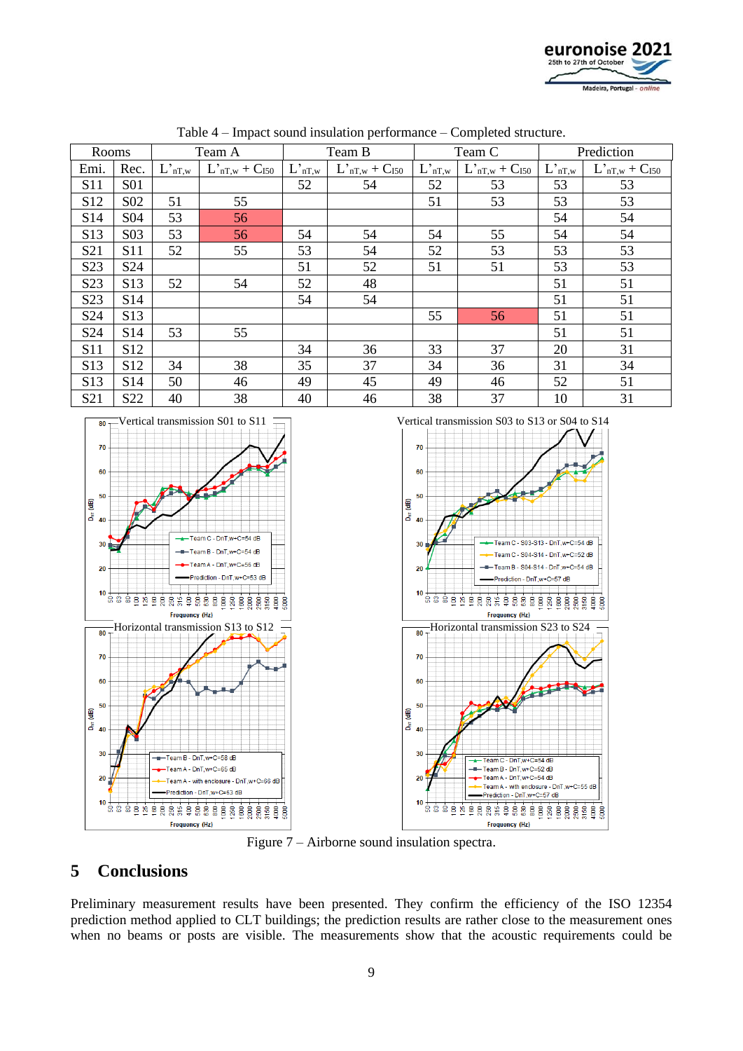Table 4 – Impact sound insulation performance – Completed structure.

| Rooms | | Team A | | Team B | | Team C | | Prediction | |
|---|---|---|---|---|---|---|---|---|---|
| Emi. | Rec. | $L'_{nT,w}$ | $L'_{nT,w} + C_{I50}$ | $L'_{nT,w}$ | $L'_{nT,w} + C_{I50}$ | $L'_{nT,w}$ | $L'_{nT,w} + C_{I50}$ | $L'_{nT,w}$ | $L'_{nT,w} + C_{I50}$ |
| S11 | S01 | | | 52 | 54 | 52 | 53 | 53 | 53 |
| S12 | S02 | 51 | 55 | | | 51 | 53 | 53 | 53 |
| S14 | S04 | 53 | 56 | | | | | 54 | 54 |
| S13 | S03 | 53 | 56 | 54 | 54 | 54 | 55 | 54 | 54 |
| S21 | S11 | 52 | 55 | 53 | 54 | 52 | 53 | 53 | 53 |
| S23 | S24 | | | 51 | 52 | 51 | 51 | 53 | 53 |
| S23 | S13 | 52 | 54 | 52 | 48 | | | 51 | 51 |
| S23 | S14 | | | 54 | 54 | | | 51 | 51 |
| S24 | S13 | | | | | 55 | 56 | 51 | 51 |
| S24 | S14 | 53 | 55 | | | | | 51 | 51 |
| S11 | S12 | | | 34 | 36 | 33 | 37 | 20 | 31 |
| S13 | S12 | 34 | 38 | 35 | 37 | 34 | 36 | 31 | 34 |
| S13 | S14 | 50 | 46 | 49 | 45 | 49 | 46 | 52 | 51 |
| S21 | S22 | 40 | 38 | 40 | 46 | 38 | 37 | 10 | 31 |

Figure 7 – Airborne sound insulation spectra.

## 5 Conclusions

Preliminary measurement results have been presented. They confirm the efficiency of the ISO 12354 prediction method applied to CLT buildings; the prediction results are rather close to the measurement ones when no beams or posts are visible. The measurements show that the acoustic requirements could be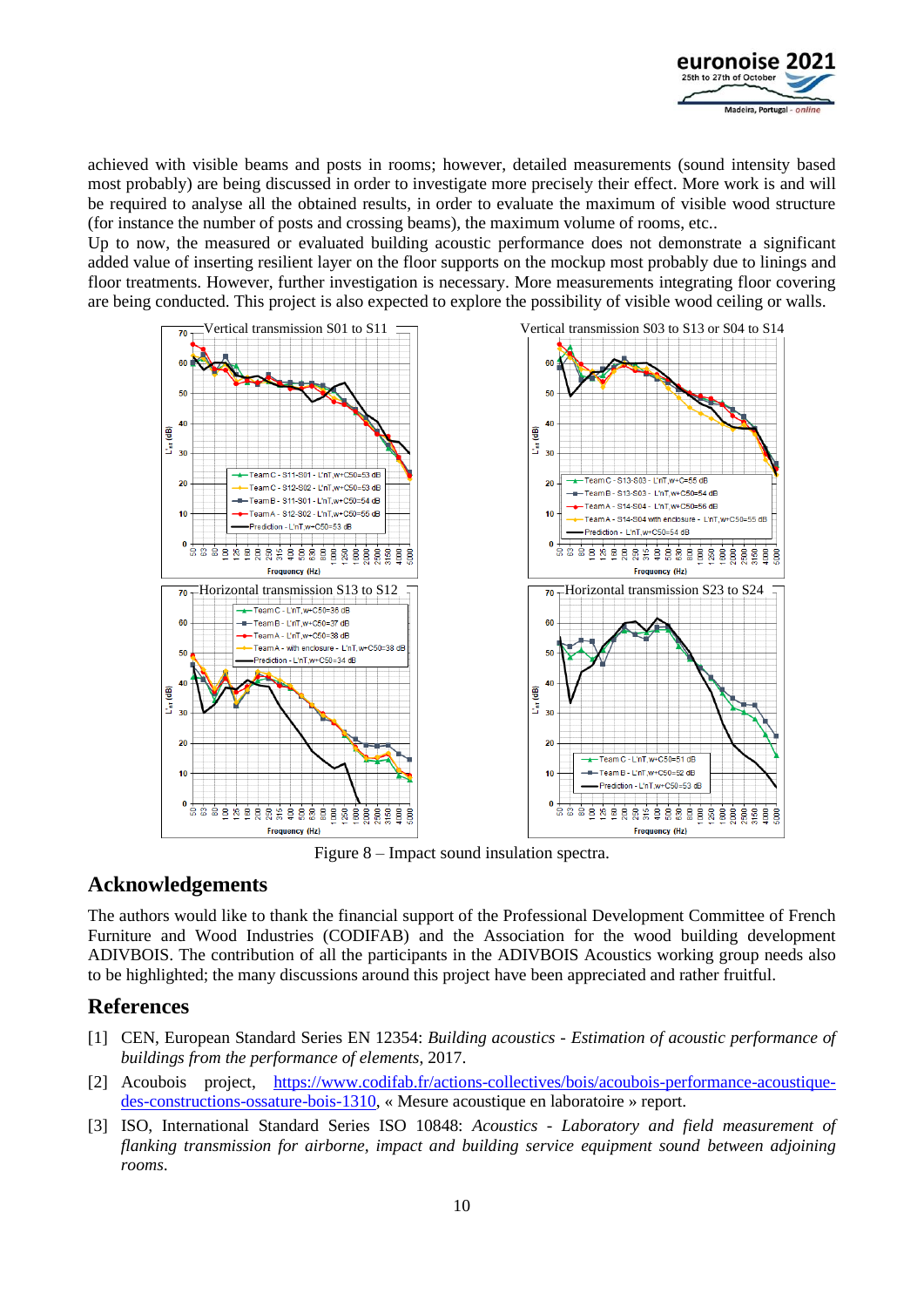achieved with visible beams and posts in rooms; however, detailed measurements (sound intensity based most probably) are being discussed in order to investigate more precisely their effect. More work is and will be required to analyse all the obtained results, in order to evaluate the maximum of visible wood structure (for instance the number of posts and crossing beams), the maximum volume of rooms, etc..

Up to now, the measured or evaluated building acoustic performance does not demonstrate a significant added value of inserting resilient layer on the floor supports on the mockup most probably due to linings and floor treatments. However, further investigation is necessary. More measurements integrating floor covering are being conducted. This project is also expected to explore the possibility of visible wood ceiling or walls.

Vertical transmission S01 to S11

Team C - S11-S01 - L'nT,w+C50=53 dB
Team C - S12-S02 - L'nT,w+C50=53 dB
Team B - S11-S01 - L'nT,w+C50=54 dB
Team A - S12-S02 - L'nT,w+C50=56 dB
Prediction - L'nT,w+C50=53 dB

Vertical transmission S03 to S13 or S04 to S14

Team C - S13-S03 - L'nT,w+C=55 dB
Team B - S13-S03 - L'nT,w+C50=54 dB
Team A - S14-S04 - L'nT,w+C50=56 dB
Team A - S14-S04 with enclosure - L'nT,w+C50=55 dB
Prediction - L'nT,w+C50=54 dB

Horizontal transmission S13 to S12

Team C - L'nT,w+C50=36 dB
Team B - L'nT,w+C50=37 dB
Team A - L'nT,w+C50=38 dB
Team A - with enclosure - L'nT,w+C50=38 dB
Prediction - L'nT,w+C50=34 dB

Horizontal transmission S23 to S24

Team C - L'nT,w+C50=51 dB
Team B - L'nT,w+C50=52 dB
Prediction - L'nT,w+C50=53 dB

L'nT (dB)

Frequency (Hz)

Figure 8 – Impact sound insulation spectra.

## Acknowledgements

The authors would like to thank the financial support of the Professional Development Committee of French Furniture and Wood Industries (CODIFAB) and the Association for the wood building development ADIVBOIS. The contribution of all the participants in the ADIVBOIS Acoustics working group needs also to be highlighted; the many discussions around this project have been appreciated and rather fruitful.

## References

[1] CEN, European Standard Series EN 12354: *Building acoustics - Estimation of acoustic performance of buildings from the performance of elements*, 2017.

[2] Acoubois project, https://www.codifab.fr/actions-collectives/bois/acoubois-performance-acoustique-des-constructions-ossature-bois-1310, « Mesure acoustique en laboratoire » report.

[3] ISO, International Standard Series ISO 10848: *Acoustics - Laboratory and field measurement of flanking transmission for airborne, impact and building service equipment sound between adjoining rooms.*